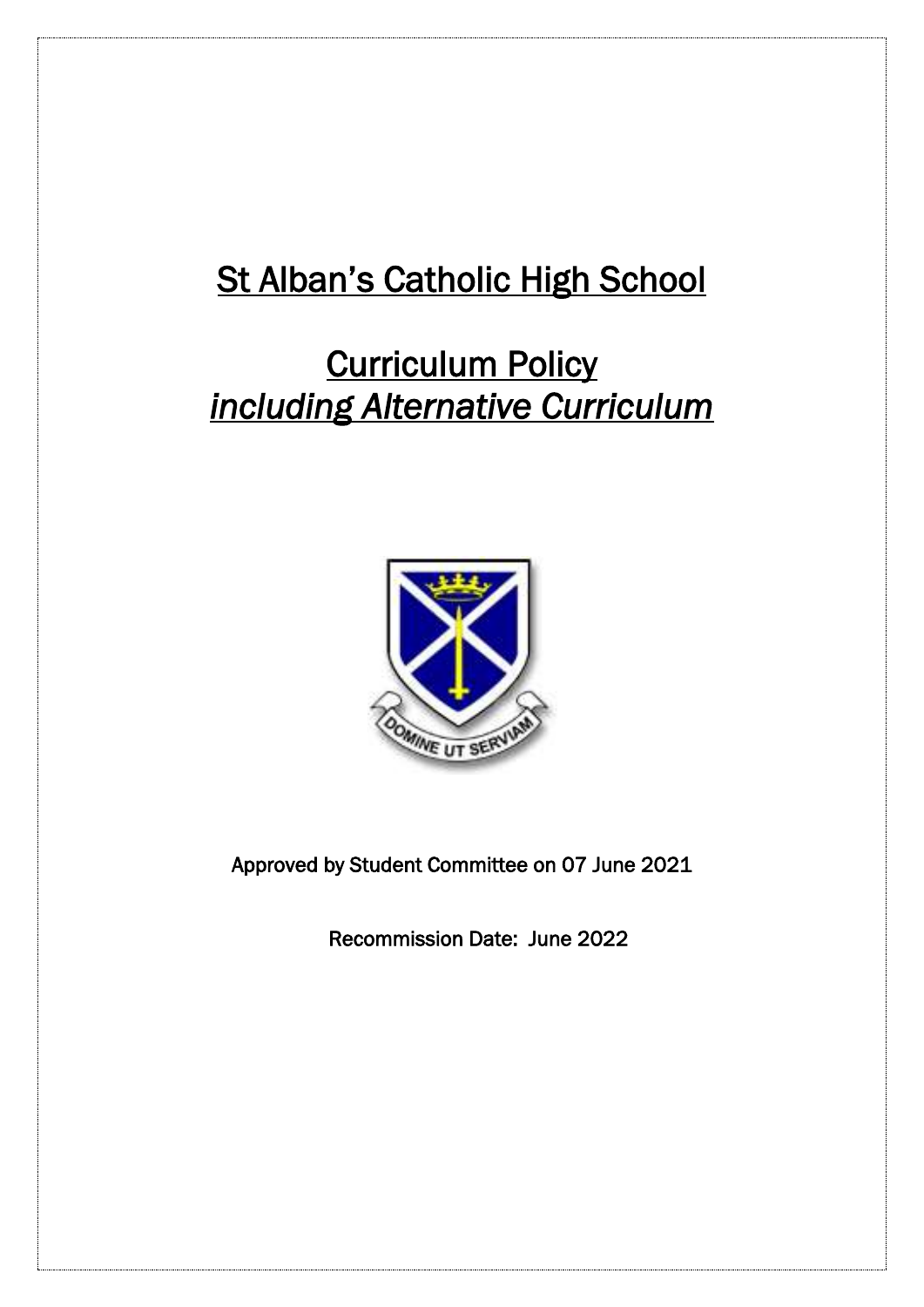# St Alban's Catholic High School

# Curriculum Policy

# *including Alternative Curriculum*

Approved by Student Committee on 07 June 2021

Recommission Date: June 2022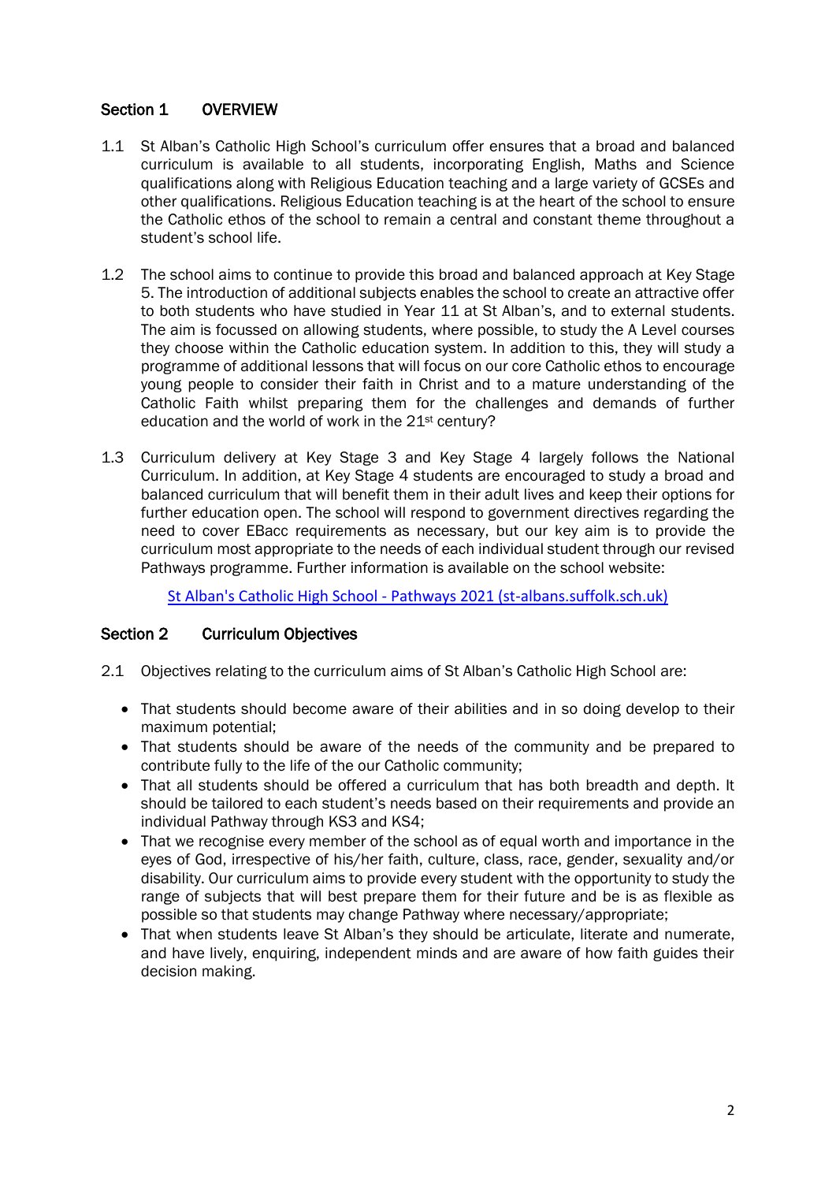## Section 1 OVERVIEW

1.1 St Alban's Catholic High School's curriculum offer ensures that a broad and balanced curriculum is available to all students, incorporating English, Maths and Science qualifications along with Religious Education teaching and a large variety of GCSEs and other qualifications. Religious Education teaching is at the heart of the school to ensure the Catholic ethos of the school to remain a central and constant theme throughout a student's school life.

1.2 The school aims to continue to provide this broad and balanced approach at Key Stage 5. The introduction of additional subjects enables the school to create an attractive offer to both students who have studied in Year 11 at St Alban's, and to external students. The aim is focussed on allowing students, where possible, to study the A Level courses they choose within the Catholic education system. In addition to this, they will study a programme of additional lessons that will focus on our core Catholic ethos to encourage young people to consider their faith in Christ and to a mature understanding of the Catholic Faith whilst preparing them for the challenges and demands of further education and the world of work in the 21st century?

1.3 Curriculum delivery at Key Stage 3 and Key Stage 4 largely follows the National Curriculum. In addition, at Key Stage 4 students are encouraged to study a broad and balanced curriculum that will benefit them in their adult lives and keep their options for further education open. The school will respond to government directives regarding the need to cover EBacc requirements as necessary, but our key aim is to provide the curriculum most appropriate to the needs of each individual student through our revised Pathways programme. Further information is available on the school website:

St Alban's Catholic High School - Pathways 2021 (st-albans.suffolk.sch.uk)

## Section 2 Curriculum Objectives

2.1 Objectives relating to the curriculum aims of St Alban's Catholic High School are:

- That students should become aware of their abilities and in so doing develop to their maximum potential;
- That students should be aware of the needs of the community and be prepared to contribute fully to the life of the our Catholic community;
- That all students should be offered a curriculum that has both breadth and depth. It should be tailored to each student's needs based on their requirements and provide an individual Pathway through KS3 and KS4;
- That we recognise every member of the school as of equal worth and importance in the eyes of God, irrespective of his/her faith, culture, class, race, gender, sexuality and/or disability. Our curriculum aims to provide every student with the opportunity to study the range of subjects that will best prepare them for their future and be is as flexible as possible so that students may change Pathway where necessary/appropriate;
- That when students leave St Alban's they should be articulate, literate and numerate, and have lively, enquiring, independent minds and are aware of how faith guides their decision making.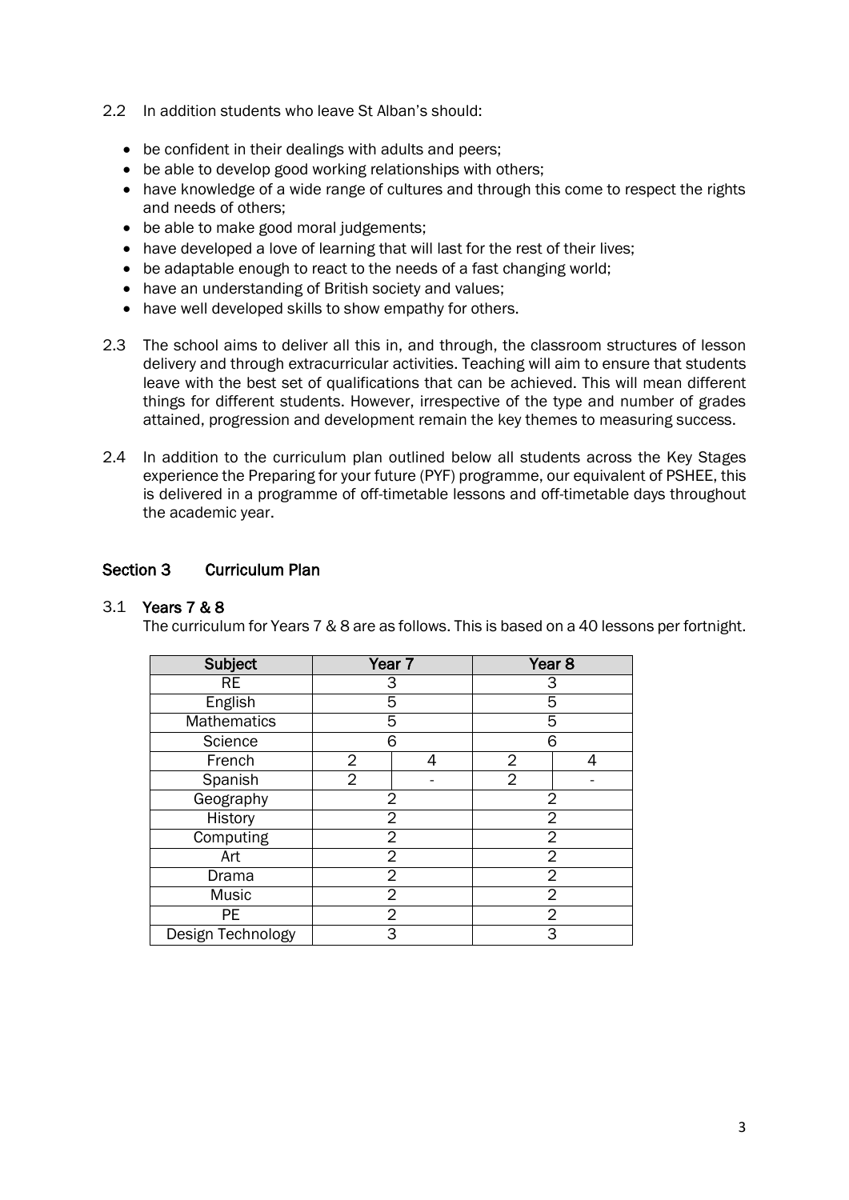2.2 In addition students who leave St Alban's should:

- be confident in their dealings with adults and peers;
- be able to develop good working relationships with others;
- have knowledge of a wide range of cultures and through this come to respect the rights and needs of others;
- be able to make good moral judgements;
- have developed a love of learning that will last for the rest of their lives;
- be adaptable enough to react to the needs of a fast changing world;
- have an understanding of British society and values;
- have well developed skills to show empathy for others.

2.3 The school aims to deliver all this in, and through, the classroom structures of lesson delivery and through extracurricular activities. Teaching will aim to ensure that students leave with the best set of qualifications that can be achieved. This will mean different things for different students. However, irrespective of the type and number of grades attained, progression and development remain the key themes to measuring success.

2.4 In addition to the curriculum plan outlined below all students across the Key Stages experience the Preparing for your future (PYF) programme, our equivalent of PSHEE, this is delivered in a programme of off-timetable lessons and off-timetable days throughout the academic year.

## Section 3 Curriculum Plan

### 3.1 Years 7 & 8

The curriculum for Years 7 & 8 are as follows. This is based on a 40 lessons per fortnight.

| Subject | Year 7 | | Year 8 | |
|---|---|---|---|---|
| RE | 3 | | 3 | |
| English | 5 | | 5 | |
| Mathematics | 5 | | 5 | |
| Science | 6 | | 6 | |
| French | 2 | 4 | 2 | 4 |
| Spanish | 2 | - | 2 | - |
| Geography | 2 | | 2 | |
| History | 2 | | 2 | |
| Computing | 2 | | 2 | |
| Art | 2 | | 2 | |
| Drama | 2 | | 2 | |
| Music | 2 | | 2 | |
| PE | 2 | | 2 | |
| Design Technology | 3 | | 3 | |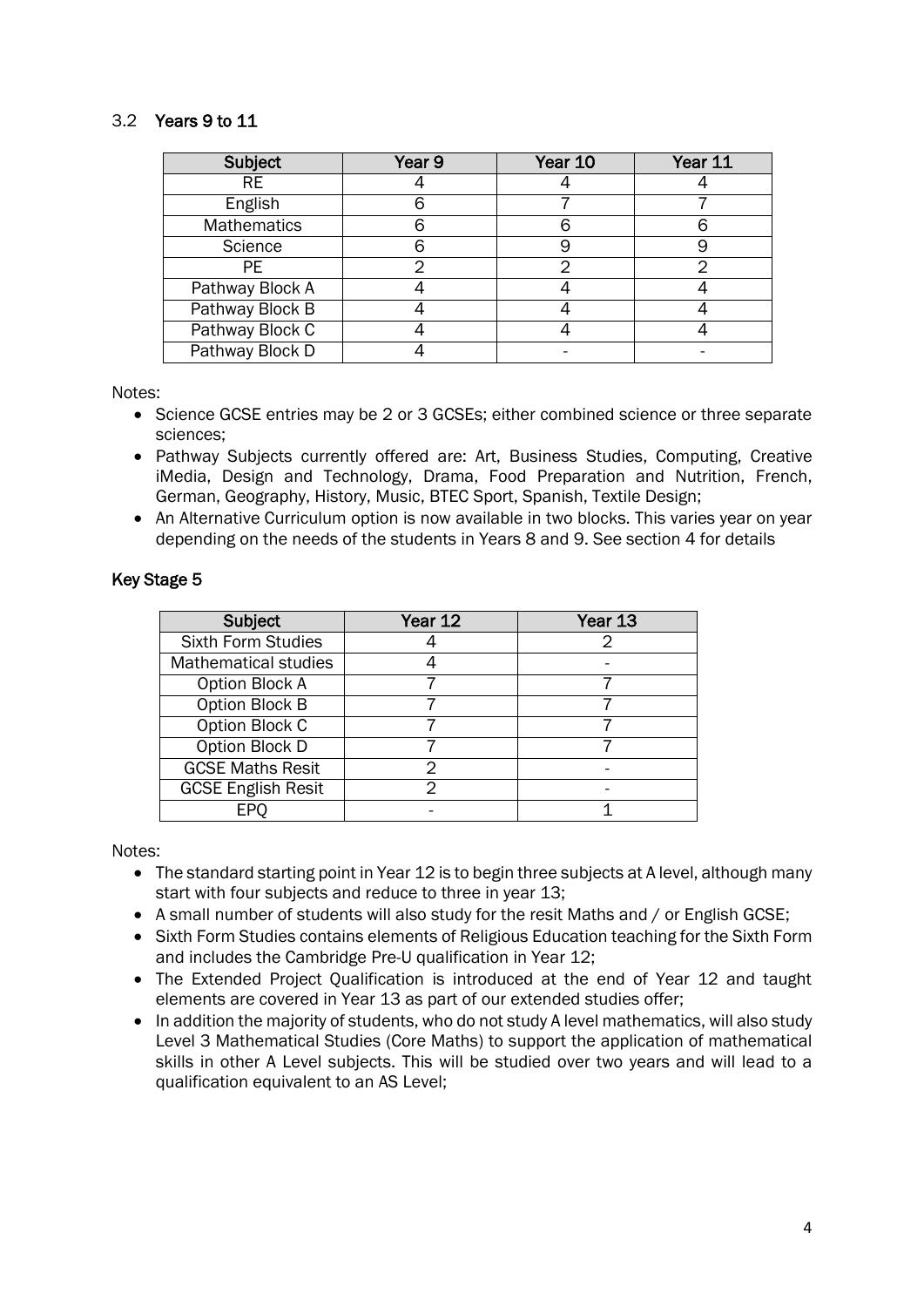### 3.2 Years 9 to 11

| Subject | Year 9 | Year 10 | Year 11 |
|---|---|---|---|
| RE | 4 | 4 | 4 |
| English | 6 | 7 | 7 |
| Mathematics | 6 | 6 | 6 |
| Science | 6 | 9 | 9 |
| PE | 2 | 2 | 2 |
| Pathway Block A | 4 | 4 | 4 |
| Pathway Block B | 4 | 4 | 4 |
| Pathway Block C | 4 | 4 | 4 |
| Pathway Block D | 4 | - | - |

Notes:

- Science GCSE entries may be 2 or 3 GCSEs; either combined science or three separate sciences;
- Pathway Subjects currently offered are: Art, Business Studies, Computing, Creative iMedia, Design and Technology, Drama, Food Preparation and Nutrition, French, German, Geography, History, Music, BTEC Sport, Spanish, Textile Design;
- An Alternative Curriculum option is now available in two blocks. This varies year on year depending on the needs of the students in Years 8 and 9. See section 4 for details

### Key Stage 5

| Subject | Year 12 | Year 13 |
|---|---|---|
| Sixth Form Studies | 4 | 2 |
| Mathematical studies | 4 | - |
| Option Block A | 7 | 7 |
| Option Block B | 7 | 7 |
| Option Block C | 7 | 7 |
| Option Block D | 7 | 7 |
| GCSE Maths Resit | 2 | - |
| GCSE English Resit | 2 | - |
| EPQ | - | 1 |

Notes:

- The standard starting point in Year 12 is to begin three subjects at A level, although many start with four subjects and reduce to three in year 13;
- A small number of students will also study for the resit Maths and / or English GCSE;
- Sixth Form Studies contains elements of Religious Education teaching for the Sixth Form and includes the Cambridge Pre-U qualification in Year 12;
- The Extended Project Qualification is introduced at the end of Year 12 and taught elements are covered in Year 13 as part of our extended studies offer;
- In addition the majority of students, who do not study A level mathematics, will also study Level 3 Mathematical Studies (Core Maths) to support the application of mathematical skills in other A Level subjects. This will be studied over two years and will lead to a qualification equivalent to an AS Level;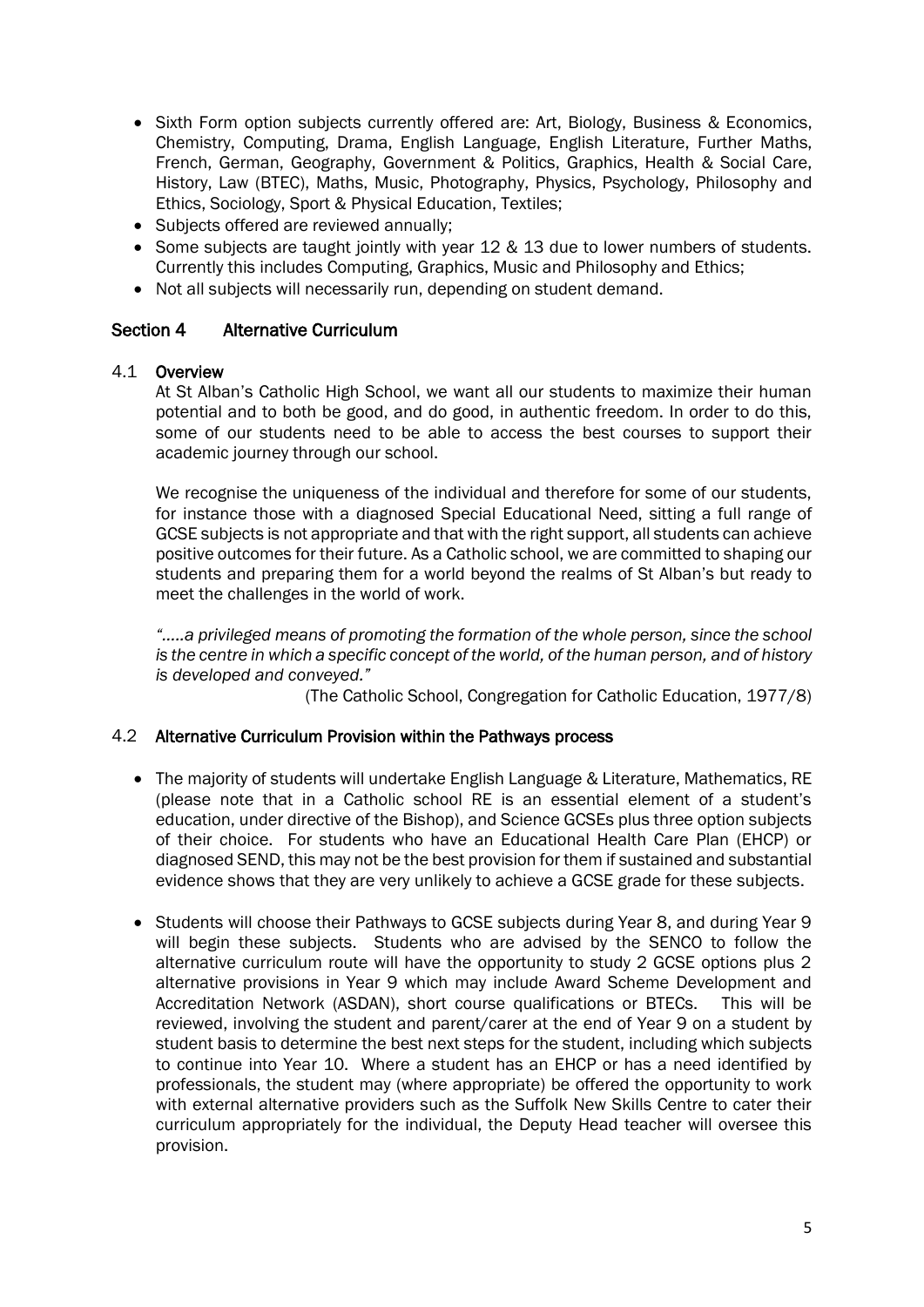- Sixth Form option subjects currently offered are: Art, Biology, Business & Economics, Chemistry, Computing, Drama, English Language, English Literature, Further Maths, French, German, Geography, Government & Politics, Graphics, Health & Social Care, History, Law (BTEC), Maths, Music, Photography, Physics, Psychology, Philosophy and Ethics, Sociology, Sport & Physical Education, Textiles;
- Subjects offered are reviewed annually;
- Some subjects are taught jointly with year 12 & 13 due to lower numbers of students. Currently this includes Computing, Graphics, Music and Philosophy and Ethics;
- Not all subjects will necessarily run, depending on student demand.

## Section 4 Alternative Curriculum

### 4.1 Overview

At St Alban's Catholic High School, we want all our students to maximize their human potential and to both be good, and do good, in authentic freedom. In order to do this, some of our students need to be able to access the best courses to support their academic journey through our school.

We recognise the uniqueness of the individual and therefore for some of our students, for instance those with a diagnosed Special Educational Need, sitting a full range of GCSE subjects is not appropriate and that with the right support, all students can achieve positive outcomes for their future. As a Catholic school, we are committed to shaping our students and preparing them for a world beyond the realms of St Alban's but ready to meet the challenges in the world of work.

*".....a privileged means of promoting the formation of the whole person, since the school is the centre in which a specific concept of the world, of the human person, and of history is developed and conveyed."*

(The Catholic School, Congregation for Catholic Education, 1977/8)

### 4.2 Alternative Curriculum Provision within the Pathways process

- The majority of students will undertake English Language & Literature, Mathematics, RE (please note that in a Catholic school RE is an essential element of a student's education, under directive of the Bishop), and Science GCSEs plus three option subjects of their choice. For students who have an Educational Health Care Plan (EHCP) or diagnosed SEND, this may not be the best provision for them if sustained and substantial evidence shows that they are very unlikely to achieve a GCSE grade for these subjects.

- Students will choose their Pathways to GCSE subjects during Year 8, and during Year 9 will begin these subjects. Students who are advised by the SENCO to follow the alternative curriculum route will have the opportunity to study 2 GCSE options plus 2 alternative provisions in Year 9 which may include Award Scheme Development and Accreditation Network (ASDAN), short course qualifications or BTECs. This will be reviewed, involving the student and parent/carer at the end of Year 9 on a student by student basis to determine the best next steps for the student, including which subjects to continue into Year 10. Where a student has an EHCP or has a need identified by professionals, the student may (where appropriate) be offered the opportunity to work with external alternative providers such as the Suffolk New Skills Centre to cater their curriculum appropriately for the individual, the Deputy Head teacher will oversee this provision.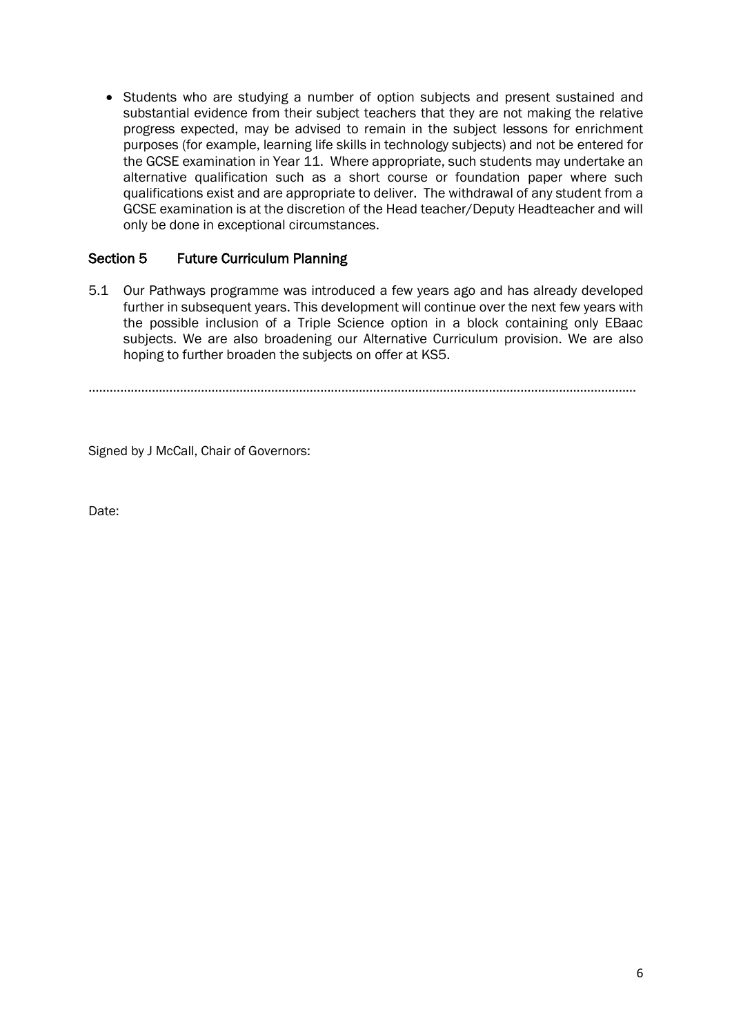- Students who are studying a number of option subjects and present sustained and substantial evidence from their subject teachers that they are not making the relative progress expected, may be advised to remain in the subject lessons for enrichment purposes (for example, learning life skills in technology subjects) and not be entered for the GCSE examination in Year 11. Where appropriate, such students may undertake an alternative qualification such as a short course or foundation paper where such qualifications exist and are appropriate to deliver. The withdrawal of any student from a GCSE examination is at the discretion of the Head teacher/Deputy Headteacher and will only be done in exceptional circumstances.

## Section 5 Future Curriculum Planning

5.1 Our Pathways programme was introduced a few years ago and has already developed further in subsequent years. This development will continue over the next few years with the possible inclusion of a Triple Science option in a block containing only EBaac subjects. We are also broadening our Alternative Curriculum provision. We are also hoping to further broaden the subjects on offer at KS5.

……………………………………………………………………………………………………………………………………

Signed by J McCall, Chair of Governors:

Date: